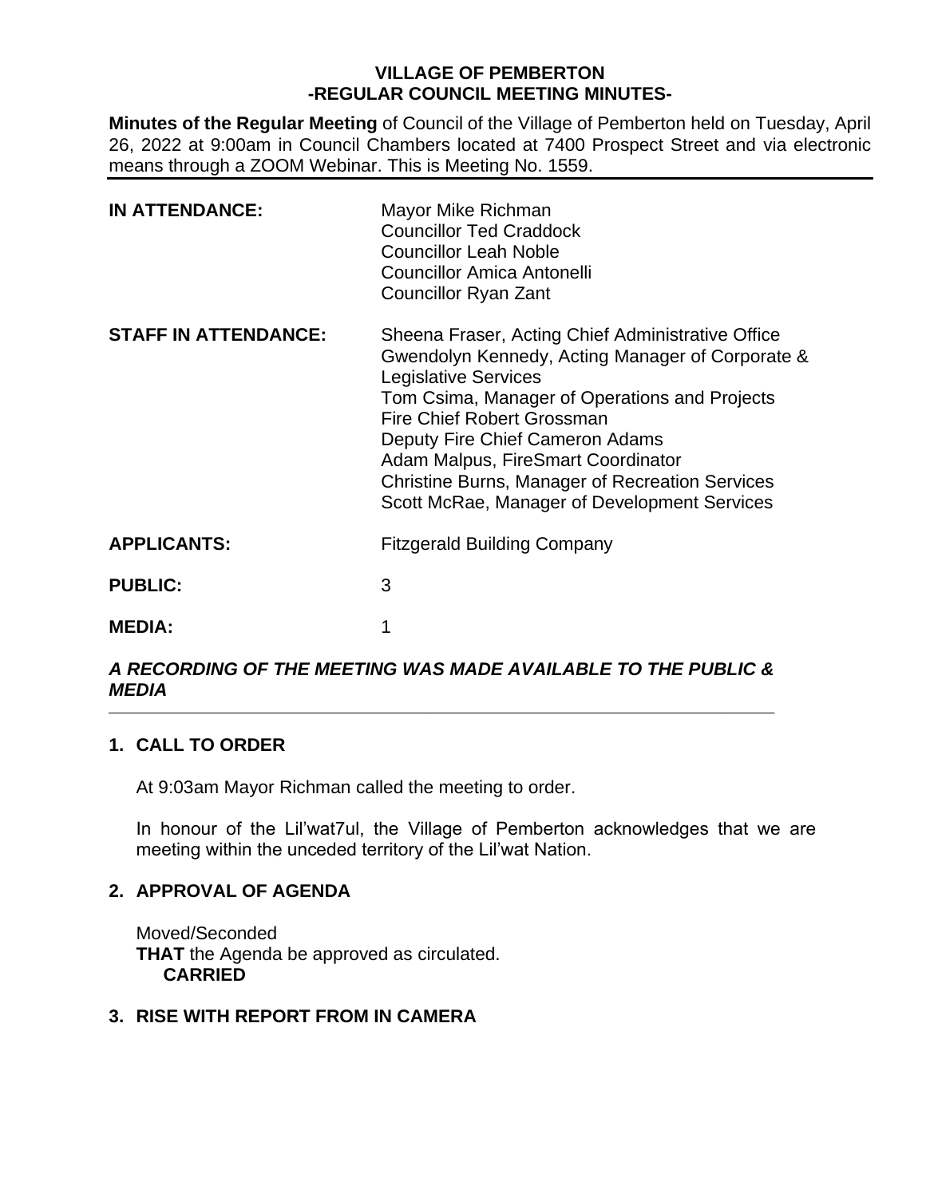# VILLAGE OF PEMBERTON
## -REGULAR COUNCIL MEETING MINUTES-

**Minutes of the Regular Meeting** of Council of the Village of Pemberton held on Tuesday, April 26, 2022 at 9:00am in Council Chambers located at 7400 Prospect Street and via electronic means through a ZOOM Webinar. This is Meeting No. 1559.

---

| | |
|---|---|
| **IN ATTENDANCE:** | Mayor Mike Richman<br>Councillor Ted Craddock<br>Councillor Leah Noble<br>Councillor Amica Antonelli<br>Councillor Ryan Zant |
| **STAFF IN ATTENDANCE:** | Sheena Fraser, Acting Chief Administrative Office<br>Gwendolyn Kennedy, Acting Manager of Corporate & Legislative Services<br>Tom Csima, Manager of Operations and Projects<br>Fire Chief Robert Grossman<br>Deputy Fire Chief Cameron Adams<br>Adam Malpus, FireSmart Coordinator<br>Christine Burns, Manager of Recreation Services<br>Scott McRae, Manager of Development Services |
| **APPLICANTS:** | Fitzgerald Building Company |
| **PUBLIC:** | 3 |
| **MEDIA:** | 1 |

***A RECORDING OF THE MEETING WAS MADE AVAILABLE TO THE PUBLIC & MEDIA***

---

## 1. CALL TO ORDER

At 9:03am Mayor Richman called the meeting to order.

In honour of the Lil'wat7ul, the Village of Pemberton acknowledges that we are meeting within the unceded territory of the Lil'wat Nation.

## 2. APPROVAL OF AGENDA

Moved/Seconded
**THAT** the Agenda be approved as circulated.
**CARRIED**

## 3. RISE WITH REPORT FROM IN CAMERA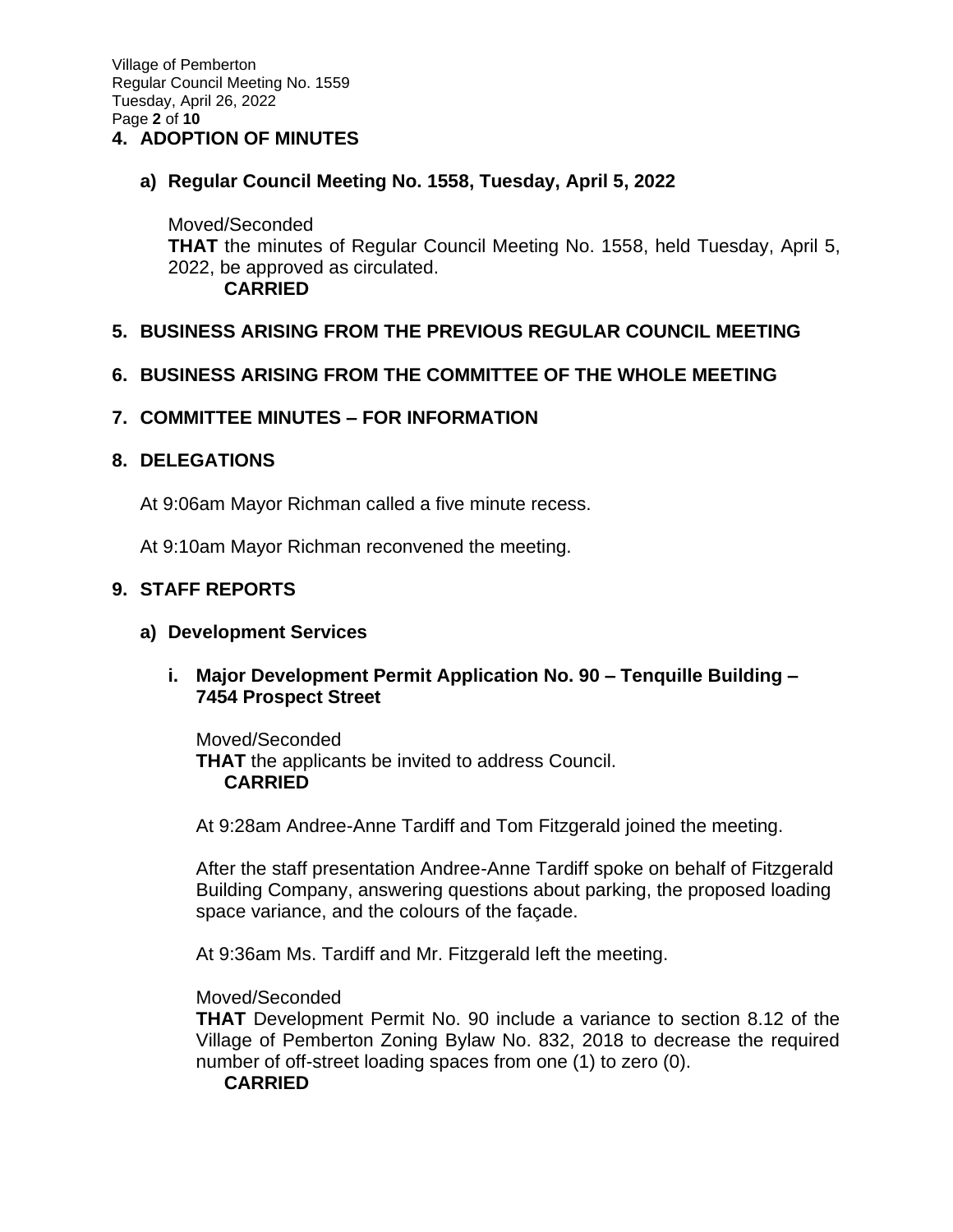## 4. ADOPTION OF MINUTES

### a) Regular Council Meeting No. 1558, Tuesday, April 5, 2022

Moved/Seconded
**THAT** the minutes of Regular Council Meeting No. 1558, held Tuesday, April 5, 2022, be approved as circulated.
**CARRIED**

## 5. BUSINESS ARISING FROM THE PREVIOUS REGULAR COUNCIL MEETING

## 6. BUSINESS ARISING FROM THE COMMITTEE OF THE WHOLE MEETING

## 7. COMMITTEE MINUTES – FOR INFORMATION

## 8. DELEGATIONS

At 9:06am Mayor Richman called a five minute recess.

At 9:10am Mayor Richman reconvened the meeting.

## 9. STAFF REPORTS

### a) Development Services

#### i. Major Development Permit Application No. 90 – Tenquille Building – 7454 Prospect Street

Moved/Seconded
**THAT** the applicants be invited to address Council.
**CARRIED**

At 9:28am Andree-Anne Tardiff and Tom Fitzgerald joined the meeting.

After the staff presentation Andree-Anne Tardiff spoke on behalf of Fitzgerald Building Company, answering questions about parking, the proposed loading space variance, and the colours of the façade.

At 9:36am Ms. Tardiff and Mr. Fitzgerald left the meeting.

Moved/Seconded
**THAT** Development Permit No. 90 include a variance to section 8.12 of the Village of Pemberton Zoning Bylaw No. 832, 2018 to decrease the required number of off-street loading spaces from one (1) to zero (0).
**CARRIED**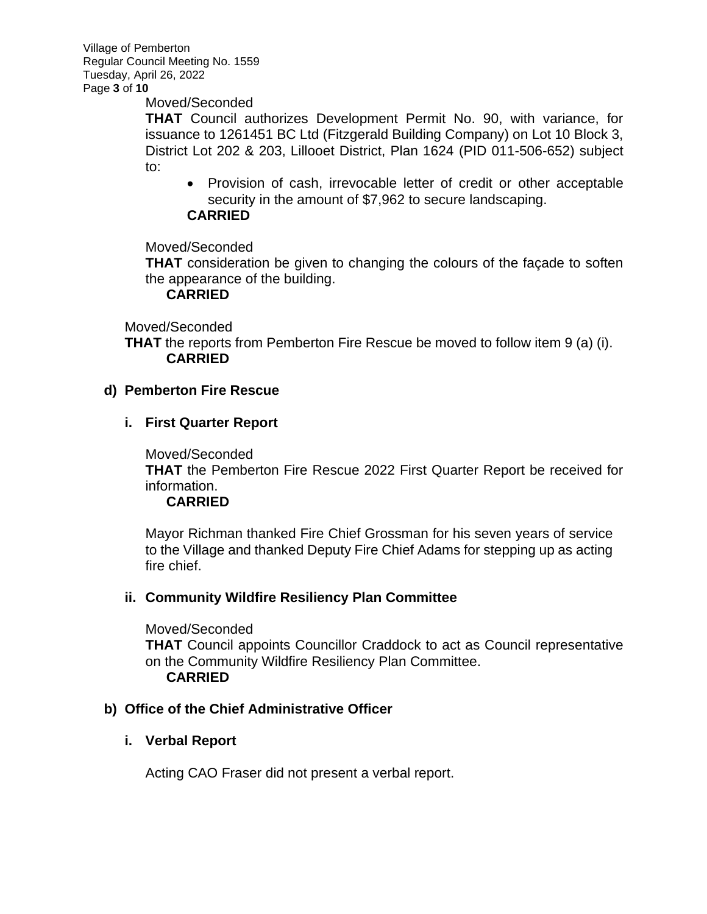Moved/Seconded

**THAT** Council authorizes Development Permit No. 90, with variance, for issuance to 1261451 BC Ltd (Fitzgerald Building Company) on Lot 10 Block 3, District Lot 202 & 203, Lillooet District, Plan 1624 (PID 011-506-652) subject to:

- Provision of cash, irrevocable letter of credit or other acceptable security in the amount of $7,962 to secure landscaping.

**CARRIED**

Moved/Seconded

**THAT** consideration be given to changing the colours of the façade to soften the appearance of the building.

**CARRIED**

Moved/Seconded

**THAT** the reports from Pemberton Fire Rescue be moved to follow item 9 (a) (i).

**CARRIED**

**d) Pemberton Fire Rescue**

**i. First Quarter Report**

Moved/Seconded

**THAT** the Pemberton Fire Rescue 2022 First Quarter Report be received for information.

**CARRIED**

Mayor Richman thanked Fire Chief Grossman for his seven years of service to the Village and thanked Deputy Fire Chief Adams for stepping up as acting fire chief.

**ii. Community Wildfire Resiliency Plan Committee**

Moved/Seconded

**THAT** Council appoints Councillor Craddock to act as Council representative on the Community Wildfire Resiliency Plan Committee.

**CARRIED**

**b) Office of the Chief Administrative Officer**

**i. Verbal Report**

Acting CAO Fraser did not present a verbal report.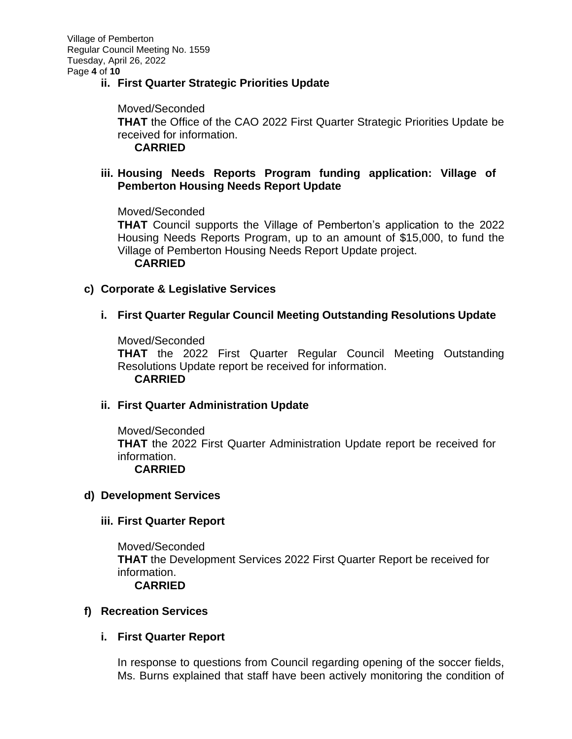**ii. First Quarter Strategic Priorities Update**

Moved/Seconded
**THAT** the Office of the CAO 2022 First Quarter Strategic Priorities Update be received for information.
**CARRIED**

**iii. Housing Needs Reports Program funding application: Village of Pemberton Housing Needs Report Update**

Moved/Seconded
**THAT** Council supports the Village of Pemberton's application to the 2022 Housing Needs Reports Program, up to an amount of $15,000, to fund the Village of Pemberton Housing Needs Report Update project.
**CARRIED**

**c) Corporate & Legislative Services**

**i. First Quarter Regular Council Meeting Outstanding Resolutions Update**

Moved/Seconded
**THAT** the 2022 First Quarter Regular Council Meeting Outstanding Resolutions Update report be received for information.
**CARRIED**

**ii. First Quarter Administration Update**

Moved/Seconded
**THAT** the 2022 First Quarter Administration Update report be received for information.
**CARRIED**

**d) Development Services**

**iii. First Quarter Report**

Moved/Seconded
**THAT** the Development Services 2022 First Quarter Report be received for information.
**CARRIED**

**f) Recreation Services**

**i. First Quarter Report**

In response to questions from Council regarding opening of the soccer fields, Ms. Burns explained that staff have been actively monitoring the condition of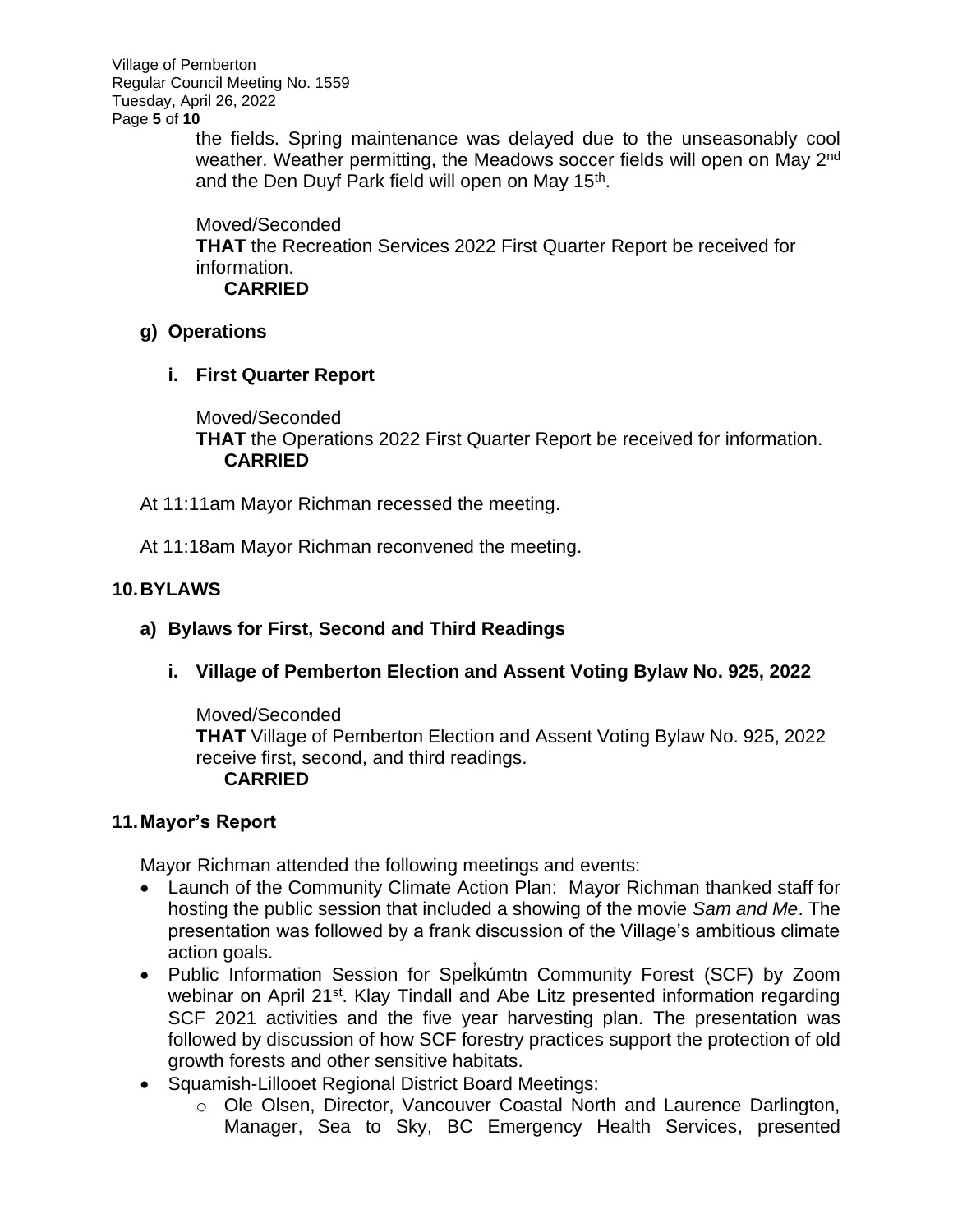the fields. Spring maintenance was delayed due to the unseasonably cool weather. Weather permitting, the Meadows soccer fields will open on May 2nd and the Den Duyf Park field will open on May 15th.

Moved/Seconded
**THAT** the Recreation Services 2022 First Quarter Report be received for information.
**CARRIED**

### g) Operations

#### i. First Quarter Report

Moved/Seconded
**THAT** the Operations 2022 First Quarter Report be received for information.
**CARRIED**

At 11:11am Mayor Richman recessed the meeting.

At 11:18am Mayor Richman reconvened the meeting.

## 10. BYLAWS

### a) Bylaws for First, Second and Third Readings

#### i. Village of Pemberton Election and Assent Voting Bylaw No. 925, 2022

Moved/Seconded
**THAT** Village of Pemberton Election and Assent Voting Bylaw No. 925, 2022 receive first, second, and third readings.
**CARRIED**

## 11. Mayor's Report

Mayor Richman attended the following meetings and events:

- Launch of the Community Climate Action Plan: Mayor Richman thanked staff for hosting the public session that included a showing of the movie *Sam and Me*. The presentation was followed by a frank discussion of the Village's ambitious climate action goals.
- Public Information Session for Spel̓kúmtn Community Forest (SCF) by Zoom webinar on April 21st. Klay Tindall and Abe Litz presented information regarding SCF 2021 activities and the five year harvesting plan. The presentation was followed by discussion of how SCF forestry practices support the protection of old growth forests and other sensitive habitats.
- Squamish-Lillooet Regional District Board Meetings:
    - Ole Olsen, Director, Vancouver Coastal North and Laurence Darlington, Manager, Sea to Sky, BC Emergency Health Services, presented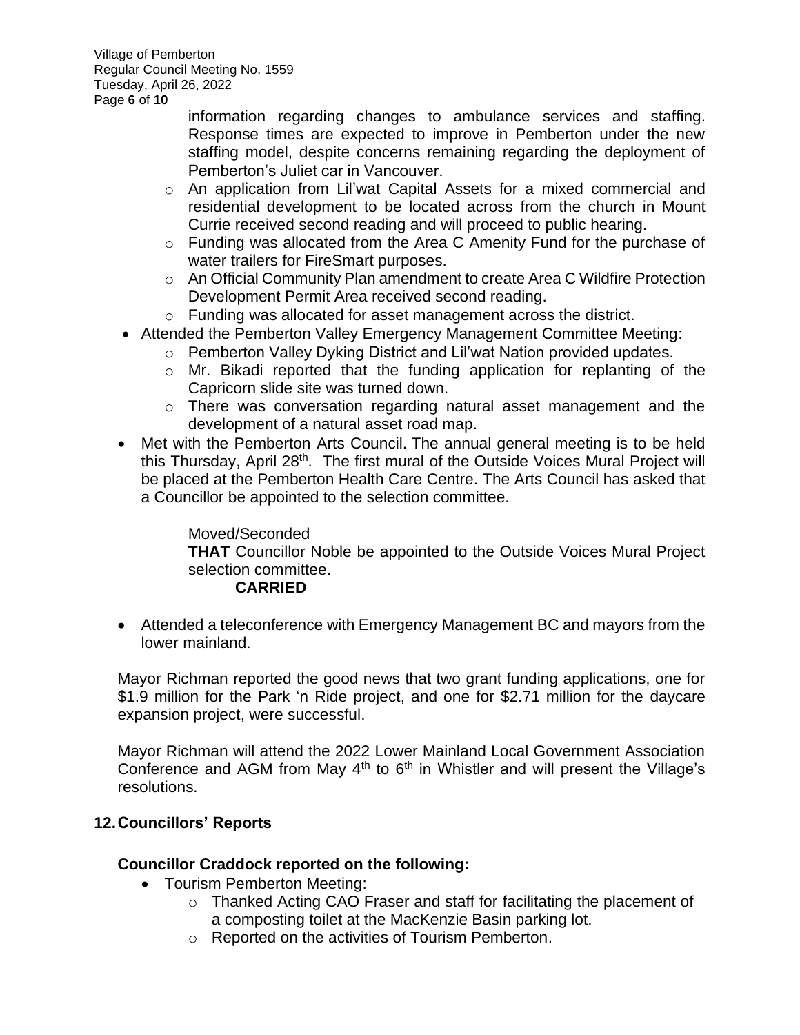information regarding changes to ambulance services and staffing. Response times are expected to improve in Pemberton under the new staffing model, despite concerns remaining regarding the deployment of Pemberton's Juliet car in Vancouver.
  - An application from Lil'wat Capital Assets for a mixed commercial and residential development to be located across from the church in Mount Currie received second reading and will proceed to public hearing.
  - Funding was allocated from the Area C Amenity Fund for the purchase of water trailers for FireSmart purposes.
  - An Official Community Plan amendment to create Area C Wildfire Protection Development Permit Area received second reading.
  - Funding was allocated for asset management across the district.
- Attended the Pemberton Valley Emergency Management Committee Meeting:
  - Pemberton Valley Dyking District and Lil'wat Nation provided updates.
  - Mr. Bikadi reported that the funding application for replanting of the Capricorn slide site was turned down.
  - There was conversation regarding natural asset management and the development of a natural asset road map.
- Met with the Pemberton Arts Council. The annual general meeting is to be held this Thursday, April 28th. The first mural of the Outside Voices Mural Project will be placed at the Pemberton Health Care Centre. The Arts Council has asked that a Councillor be appointed to the selection committee.

> Moved/Seconded
> **THAT** Councillor Noble be appointed to the Outside Voices Mural Project selection committee.
> **CARRIED**

- Attended a teleconference with Emergency Management BC and mayors from the lower mainland.

Mayor Richman reported the good news that two grant funding applications, one for \$1.9 million for the Park 'n Ride project, and one for \$2.71 million for the daycare expansion project, were successful.

Mayor Richman will attend the 2022 Lower Mainland Local Government Association Conference and AGM from May 4th to 6th in Whistler and will present the Village's resolutions.

## 12. Councillors' Reports

### Councillor Craddock reported on the following:

- Tourism Pemberton Meeting:
  - Thanked Acting CAO Fraser and staff for facilitating the placement of a composting toilet at the MacKenzie Basin parking lot.
  - Reported on the activities of Tourism Pemberton.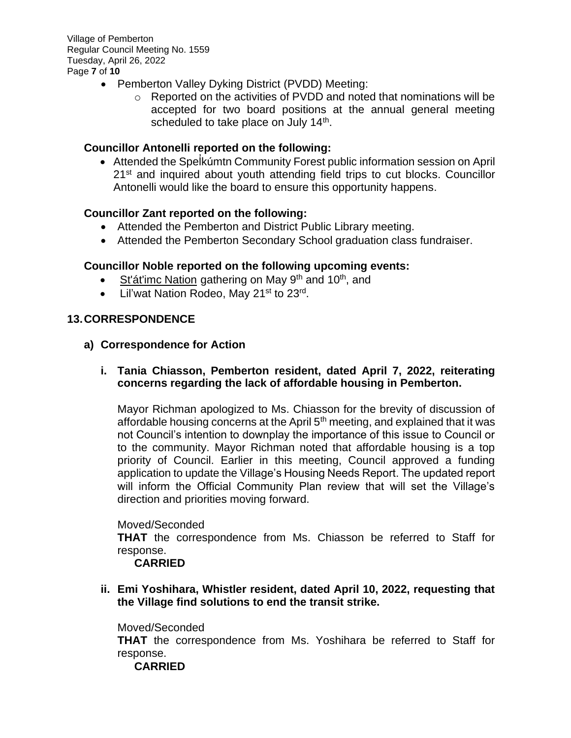- Pemberton Valley Dyking District (PVDD) Meeting:
  - Reported on the activities of PVDD and noted that nominations will be accepted for two board positions at the annual general meeting scheduled to take place on July 14th.

**Councillor Antonelli reported on the following:**

- Attended the Spel̓kúmtn Community Forest public information session on April 21st and inquired about youth attending field trips to cut blocks. Councillor Antonelli would like the board to ensure this opportunity happens.

**Councillor Zant reported on the following:**

- Attended the Pemberton and District Public Library meeting.
- Attended the Pemberton Secondary School graduation class fundraiser.

**Councillor Noble reported on the following upcoming events:**

- St'át'imc Nation gathering on May 9th and 10th, and
- Lil'wat Nation Rodeo, May 21st to 23rd.

## 13. CORRESPONDENCE

### a) Correspondence for Action

**i. Tania Chiasson, Pemberton resident, dated April 7, 2022, reiterating concerns regarding the lack of affordable housing in Pemberton.**

Mayor Richman apologized to Ms. Chiasson for the brevity of discussion of affordable housing concerns at the April 5th meeting, and explained that it was not Council's intention to downplay the importance of this issue to Council or to the community. Mayor Richman noted that affordable housing is a top priority of Council. Earlier in this meeting, Council approved a funding application to update the Village's Housing Needs Report. The updated report will inform the Official Community Plan review that will set the Village's direction and priorities moving forward.

Moved/Seconded

**THAT** the correspondence from Ms. Chiasson be referred to Staff for response.

**CARRIED**

**ii. Emi Yoshihara, Whistler resident, dated April 10, 2022, requesting that the Village find solutions to end the transit strike.**

Moved/Seconded

**THAT** the correspondence from Ms. Yoshihara be referred to Staff for response.

**CARRIED**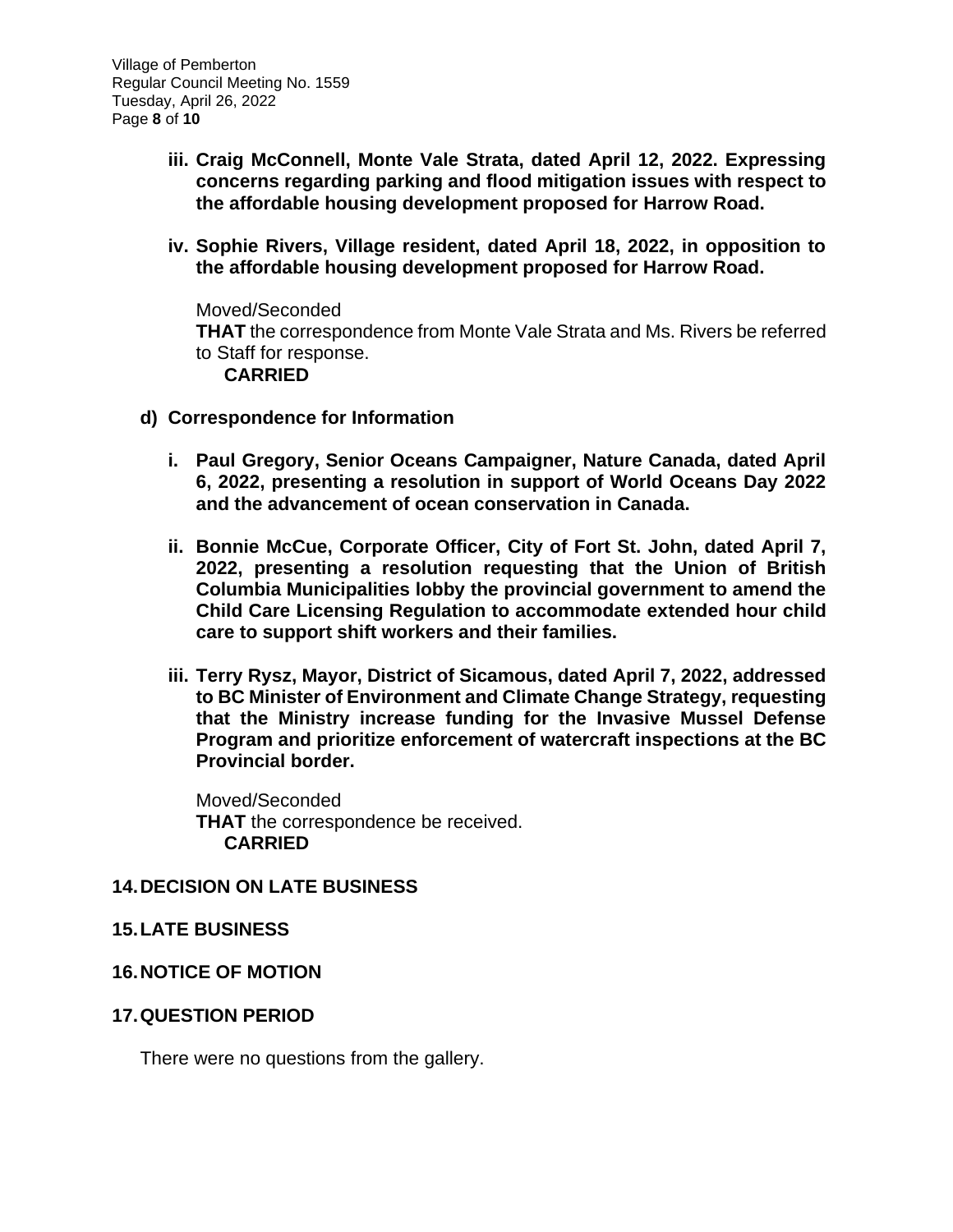**iii. Craig McConnell, Monte Vale Strata, dated April 12, 2022. Expressing concerns regarding parking and flood mitigation issues with respect to the affordable housing development proposed for Harrow Road.**

**iv. Sophie Rivers, Village resident, dated April 18, 2022, in opposition to the affordable housing development proposed for Harrow Road.**

Moved/Seconded
**THAT** the correspondence from Monte Vale Strata and Ms. Rivers be referred to Staff for response.
**CARRIED**

**d) Correspondence for Information**

**i. Paul Gregory, Senior Oceans Campaigner, Nature Canada, dated April 6, 2022, presenting a resolution in support of World Oceans Day 2022 and the advancement of ocean conservation in Canada.**

**ii. Bonnie McCue, Corporate Officer, City of Fort St. John, dated April 7, 2022, presenting a resolution requesting that the Union of British Columbia Municipalities lobby the provincial government to amend the Child Care Licensing Regulation to accommodate extended hour child care to support shift workers and their families.**

**iii. Terry Rysz, Mayor, District of Sicamous, dated April 7, 2022, addressed to BC Minister of Environment and Climate Change Strategy, requesting that the Ministry increase funding for the Invasive Mussel Defense Program and prioritize enforcement of watercraft inspections at the BC Provincial border.**

Moved/Seconded
**THAT** the correspondence be received.
**CARRIED**

## 14. DECISION ON LATE BUSINESS

## 15. LATE BUSINESS

## 16. NOTICE OF MOTION

## 17. QUESTION PERIOD

There were no questions from the gallery.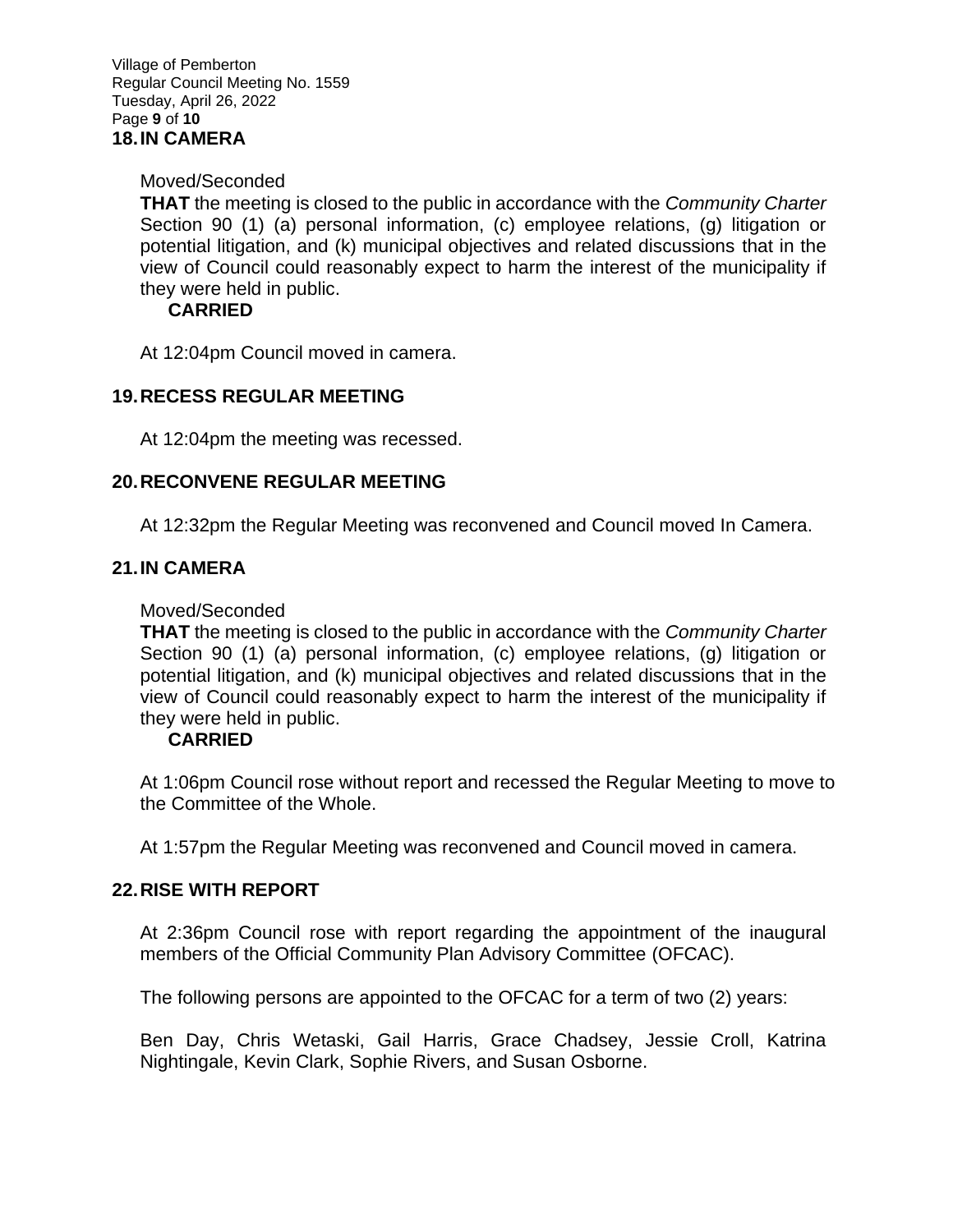## 18. IN CAMERA

Moved/Seconded

**THAT** the meeting is closed to the public in accordance with the *Community Charter* Section 90 (1) (a) personal information, (c) employee relations, (g) litigation or potential litigation, and (k) municipal objectives and related discussions that in the view of Council could reasonably expect to harm the interest of the municipality if they were held in public.

**CARRIED**

At 12:04pm Council moved in camera.

## 19. RECESS REGULAR MEETING

At 12:04pm the meeting was recessed.

## 20. RECONVENE REGULAR MEETING

At 12:32pm the Regular Meeting was reconvened and Council moved In Camera.

## 21. IN CAMERA

Moved/Seconded

**THAT** the meeting is closed to the public in accordance with the *Community Charter* Section 90 (1) (a) personal information, (c) employee relations, (g) litigation or potential litigation, and (k) municipal objectives and related discussions that in the view of Council could reasonably expect to harm the interest of the municipality if they were held in public.

**CARRIED**

At 1:06pm Council rose without report and recessed the Regular Meeting to move to the Committee of the Whole.

At 1:57pm the Regular Meeting was reconvened and Council moved in camera.

## 22. RISE WITH REPORT

At 2:36pm Council rose with report regarding the appointment of the inaugural members of the Official Community Plan Advisory Committee (OFCAC).

The following persons are appointed to the OFCAC for a term of two (2) years:

Ben Day, Chris Wetaski, Gail Harris, Grace Chadsey, Jessie Croll, Katrina Nightingale, Kevin Clark, Sophie Rivers, and Susan Osborne.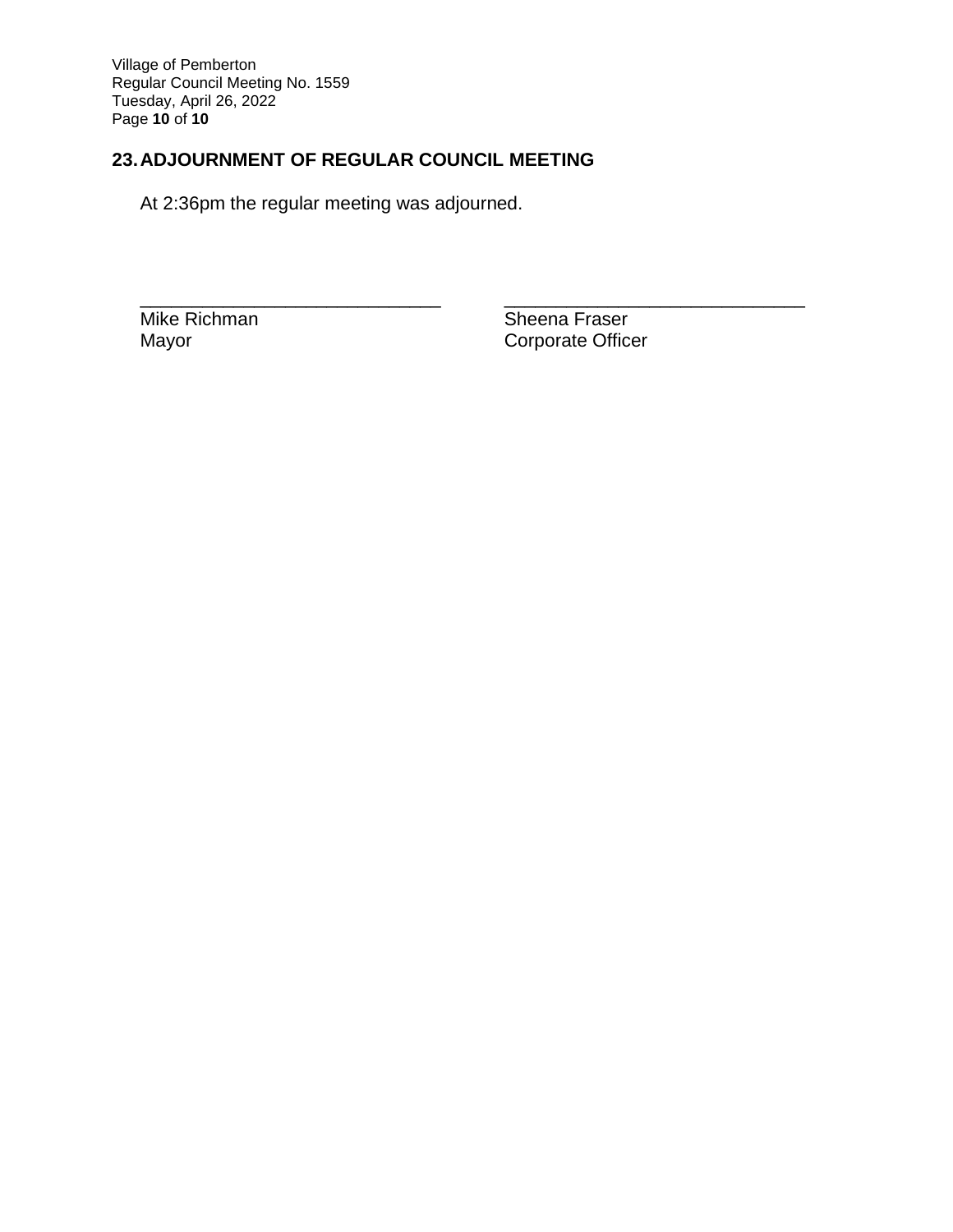## 23. ADJOURNMENT OF REGULAR COUNCIL MEETING

At 2:36pm the regular meeting was adjourned.

| | |
|---|---|
| ______________________________ | ______________________________ |
| Mike Richman | Sheena Fraser |
| Mayor | Corporate Officer |